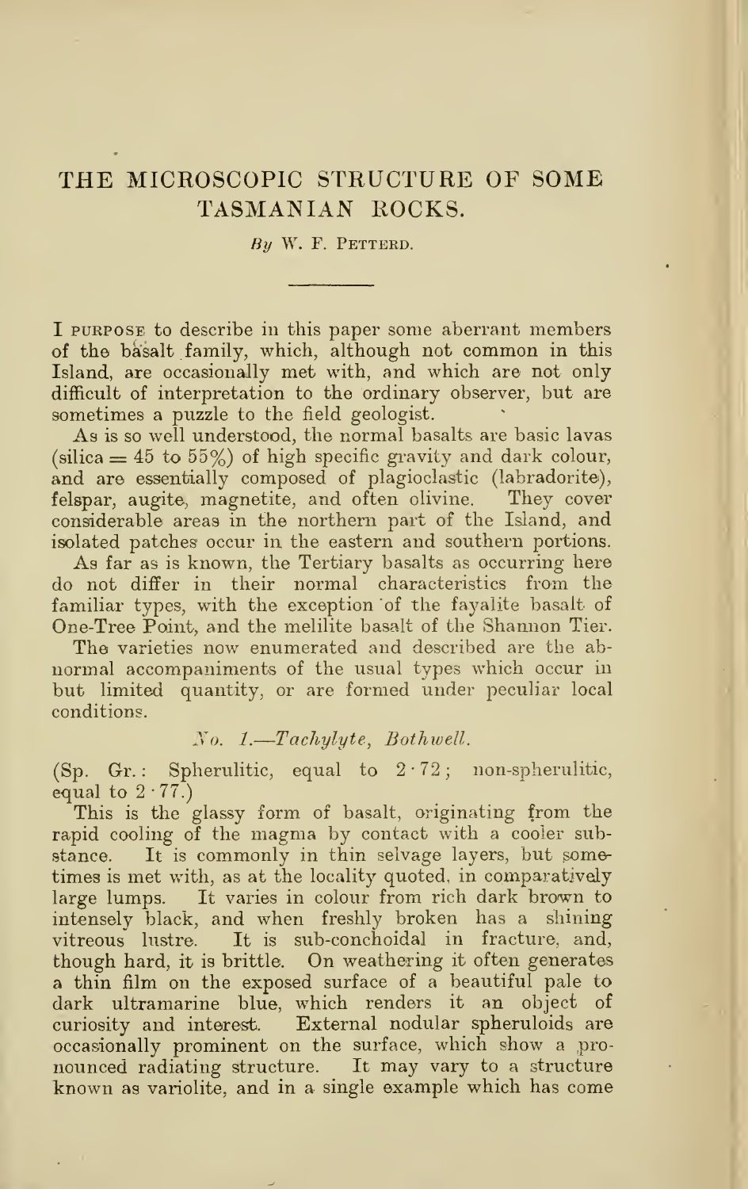# THE MICROSCOPIC STRUCTURE OF SOME TASMANIAN ROCKS.

*By* W. F. PETTERD.

I PURPOSE to describe in this paper some aberrant members of the basalt family, which, although not common in this Island, are occasionally met with, and which are not only difficult of interpretation to the ordinary observer, but are sometimes a puzzle to the field geologist.

As is so well understood, the normal basalts are basic lavas (silica = 45 to 55%) of high specific gravity and dark colour, and are essentially composed of plagioclastic (labradorite), felspar, augite, magnetite, and often olivine. They cover considerable areas in the northern part of the Island, and isolated patches occur in the eastern and southern portions.

As far as is known, the Tertiary basalts as occurring here do not differ in their normal characteristics from the familiar types, with the exception of the fayalite basalt of One-Tree Point, and the melilite basalt of the Shannon Tier.

The varieties now enumerated and described are the abnormal accompaniments of the usual types which occur in but limited quantity, or are formed under peculiar local conditions.

*No. 1.—Tachylyte, Bothwell.*

(Sp. Gr.: Spherulitic, equal to 2·72; non-spherulitic, equal to 2·77.)

This is the glassy form of basalt, originating from the rapid cooling of the magma by contact with a cooler substance. It is commonly in thin selvage layers, but sometimes is met with, as at the locality quoted, in comparatively large lumps. It varies in colour from rich dark brown to intensely black, and when freshly broken has a shining vitreous lustre. It is sub-conchoidal in fracture, and, though hard, it is brittle. On weathering it often generates a thin film on the exposed surface of a beautiful pale to dark ultramarine blue, which renders it an object of curiosity and interest. External nodular spheruloids are occasionally prominent on the surface, which show a pronounced radiating structure. It may vary to a structure known as variolite, and in a single example which has come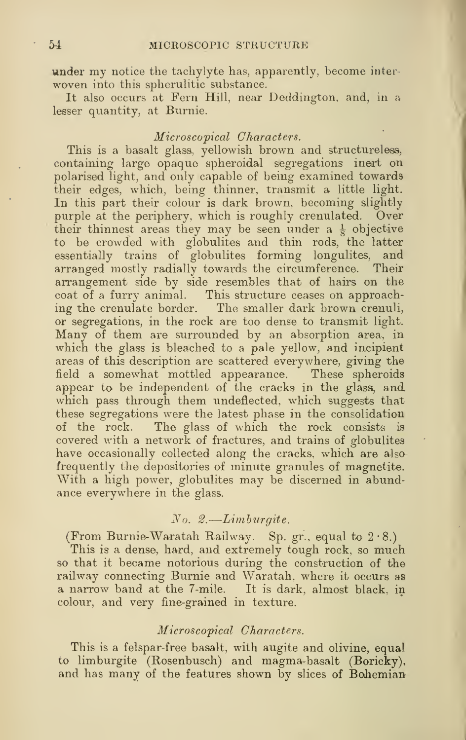under my notice the tachylyte has, apparently, become interwoven into this spherulitic substance.

It also occurs at Fern Hill, near Deddington, and, in a lesser quantity, at Burnie.

*Microscopical Characters.*

This is a basalt glass, yellowish brown and structureless, containing large opaque spheroidal segregations inert on polarised light, and only capable of being examined towards their edges, which, being thinner, transmit a little light. In this part their colour is dark brown, becoming slightly purple at the periphery, which is roughly crenulated. Over their thinnest areas they may be seen under a $\frac{1}{8}$ objective to be crowded with globulites and thin rods, the latter essentially trains of globulites forming longulites, and arranged mostly radially towards the circumference. Their arrangement side by side resembles that of hairs on the coat of a furry animal. This structure ceases on approaching the crenulate border. The smaller dark brown crenuli, or segregations, in the rock are too dense to transmit light. Many of them are surrounded by an absorption area, in which the glass is bleached to a pale yellow, and incipient areas of this description are scattered everywhere, giving the field a somewhat mottled appearance. These spheroids appear to be independent of the cracks in the glass, and which pass through them undeflected, which suggests that these segregations were the latest phase in the consolidation of the rock. The glass of which the rock consists is covered with a network of fractures, and trains of globulites have occasionally collected along the cracks, which are also frequently the depositories of minute granules of magnetite. With a high power, globulites may be discerned in abundance everywhere in the glass.

*No. 2.—Limburgite.*

(From Burnie-Waratah Railway. Sp. gr., equal to 2·8.)

This is a dense, hard, and extremely tough rock, so much so that it became notorious during the construction of the railway connecting Burnie and Waratah, where it occurs as a narrow band at the 7-mile. It is dark, almost black, in colour, and very fine-grained in texture.

*Microscopical Characters.*

This is a felspar-free basalt, with augite and olivine, equal to limburgite (Rosenbusch) and magma-basalt (Boricky), and has many of the features shown by slices of Bohemian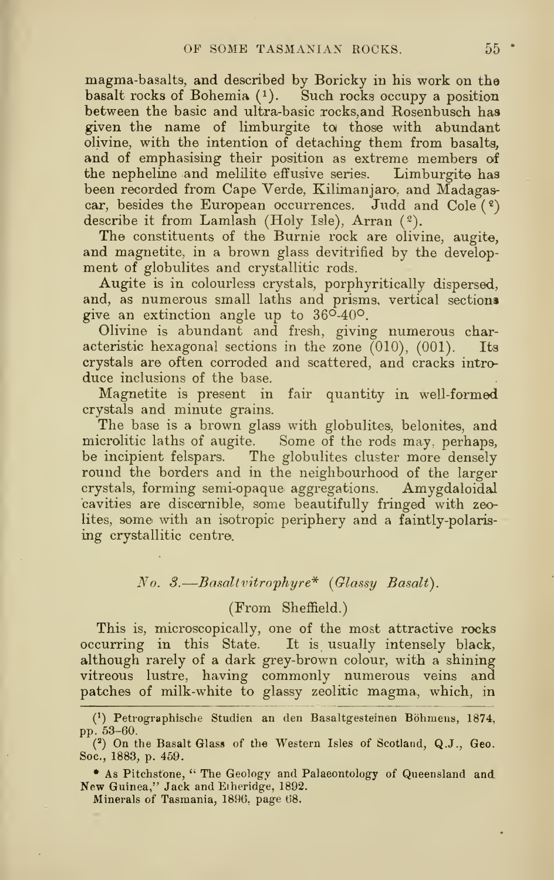magma-basalts, and described by Boricky in his work on the basalt rocks of Bohemia (1). Such rocks occupy a position between the basic and ultra-basic rocks, and Rosenbusch has given the name of limburgite to those with abundant olivine, with the intention of detaching them from basalts, and of emphasising their position as extreme members of the nepheline and melilite effusive series. Limburgite has been recorded from Cape Verde, Kilimanjaro, and Madagascar, besides the European occurrences. Judd and Cole (2) describe it from Lamlash (Holy Isle), Arran (2).

The constituents of the Burnie rock are olivine, augite, and magnetite, in a brown glass devitrified by the development of globulites and crystallitic rods.

Augite is in colourless crystals, porphyritically dispersed, and, as numerous small laths and prisms, vertical sections give an extinction angle up to 36°-40°.

Olivine is abundant and fresh, giving numerous characteristic hexagonal sections in the zone (010), (001). Its crystals are often corroded and scattered, and cracks introduce inclusions of the base.

Magnetite is present in fair quantity in well-formed crystals and minute grains.

The base is a brown glass with globulites, belonites, and microlitic laths of augite. Some of the rods may, perhaps, be incipient felspars. The globulites cluster more densely round the borders and in the neighbourhood of the larger crystals, forming semi-opaque aggregations. Amygdaloidal cavities are discernible, some beautifully fringed with zeolites, some with an isotropic periphery and a faintly-polarising crystallitic centre.

## *No. 3.—Basaltvitrophyre\** (*Glassy Basalt*).

(From Sheffield.)

This is, microscopically, one of the most attractive rocks occurring in this State. It is usually intensely black, although rarely of a dark grey-brown colour, with a shining vitreous lustre, having commonly numerous veins and patches of milk-white to glassy zeolitic magma, which, in

---

(1) Petrographische Studien an den Basaltgesteinen Böhmens, 1874, pp. 53–60.

(2) On the Basalt Glass of the Western Isles of Scotland, Q.J., Geo. Soc., 1883, p. 459.

\* As Pitchstone, "The Geology and Palaeontology of Queensland and New Guinea," Jack and Etheridge, 1892.

Minerals of Tasmania, 1896, page 68.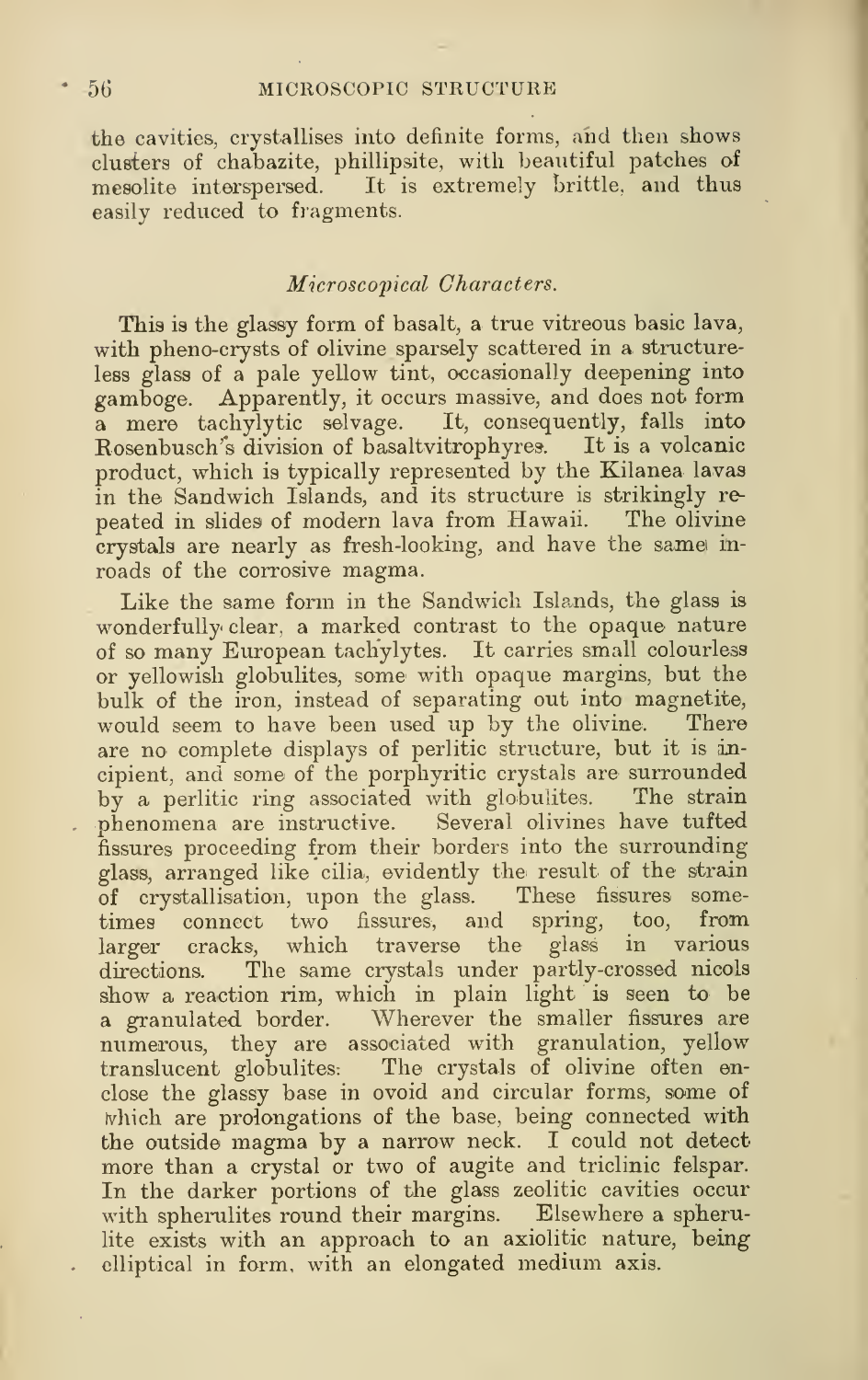the cavities, crystallises into definite forms, and then shows clusters of chabazite, phillipsite, with beautiful patches of mesolite interspersed. It is extremely brittle, and thus easily reduced to fragments.

### *Microscopical Characters.*

This is the glassy form of basalt, a true vitreous basic lava, with pheno-crysts of olivine sparsely scattered in a structureless glass of a pale yellow tint, occasionally deepening into gamboge. Apparently, it occurs massive, and does not form a mere tachylytic selvage. It, consequently, falls into Rosenbusch's division of basaltvitrophyres. It is a volcanic product, which is typically represented by the Kilanea lavas in the Sandwich Islands, and its structure is strikingly repeated in slides of modern lava from Hawaii. The olivine crystals are nearly as fresh-looking, and have the same inroads of the corrosive magma.

Like the same form in the Sandwich Islands, the glass is wonderfully clear, a marked contrast to the opaque nature of so many European tachylytes. It carries small colourless or yellowish globulites, some with opaque margins, but the bulk of the iron, instead of separating out into magnetite, would seem to have been used up by the olivine. There are no complete displays of perlitic structure, but it is incipient, and some of the porphyritic crystals are surrounded by a perlitic ring associated with globulites. The strain phenomena are instructive. Several olivines have tufted fissures proceeding from their borders into the surrounding glass, arranged like cilia, evidently the result of the strain of crystallisation, upon the glass. These fissures sometimes connect two fissures, and spring, too, from larger cracks, which traverse the glass in various directions. The same crystals under partly-crossed nicols show a reaction rim, which in plain light is seen to be a granulated border. Wherever the smaller fissures are numerous, they are associated with granulation, yellow translucent globulites. The crystals of olivine often enclose the glassy base in ovoid and circular forms, some of which are prolongations of the base, being connected with the outside magma by a narrow neck. I could not detect more than a crystal or two of augite and triclinic felspar. In the darker portions of the glass zeolitic cavities occur with spherulites round their margins. Elsewhere a spherulite exists with an approach to an axiolitic nature, being elliptical in form, with an elongated medium axis.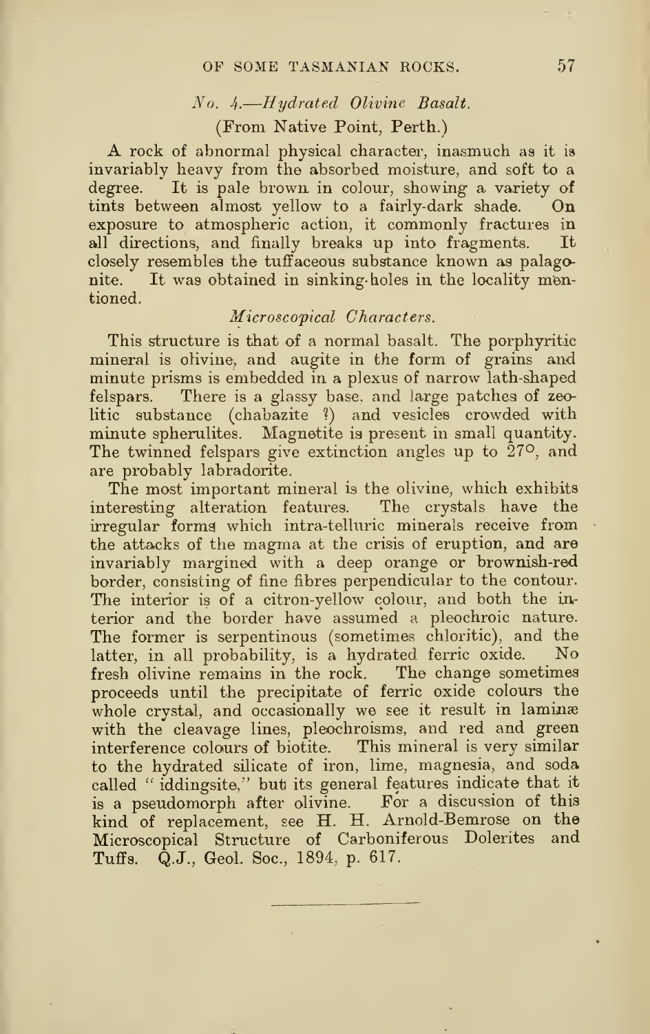### *No. 4.—Hydrated Olivine Basalt.*

(From Native Point, Perth.)

A rock of abnormal physical character, inasmuch as it is invariably heavy from the absorbed moisture, and soft to a degree. It is pale brown in colour, showing a variety of tints between almost yellow to a fairly-dark shade. On exposure to atmospheric action, it commonly fractures in all directions, and finally breaks up into fragments. It closely resembles the tuffaceous substance known as palagonite. It was obtained in sinking-holes in the locality mentioned.

#### *Microscopical Characters.*

This structure is that of a normal basalt. The porphyritic mineral is olivine, and augite in the form of grains and minute prisms is embedded in a plexus of narrow lath-shaped felspars. There is a glassy base. and large patches of zeolitic substance (chabazite ?) and vesicles crowded with minute spherulites. Magnetite is present in small quantity. The twinned felspars give extinction angles up to 27°, and are probably labradorite.

The most important mineral is the olivine, which exhibits interesting alteration features. The crystals have the irregular forms which intra-telluric minerals receive from the attacks of the magma at the crisis of eruption, and are invariably margined with a deep orange or brownish-red border, consisting of fine fibres perpendicular to the contour. The interior is of a citron-yellow colour, and both the interior and the border have assumed a pleochroic nature. The former is serpentinous (sometimes chloritic), and the latter, in all probability, is a hydrated ferric oxide. No fresh olivine remains in the rock. The change sometimes proceeds until the precipitate of ferric oxide colours the whole crystal, and occasionally we see it result in laminæ with the cleavage lines, pleochroisms, and red and green interference colours of biotite. This mineral is very similar to the hydrated silicate of iron, lime, magnesia, and soda called "iddingsite," but its general features indicate that it is a pseudomorph after olivine. For a discussion of this kind of replacement, see H. H. Arnold-Bemrose on the Microscopical Structure of Carboniferous Dolerites and Tuffs. Q.J., Geol. Soc., 1894, p. 617.